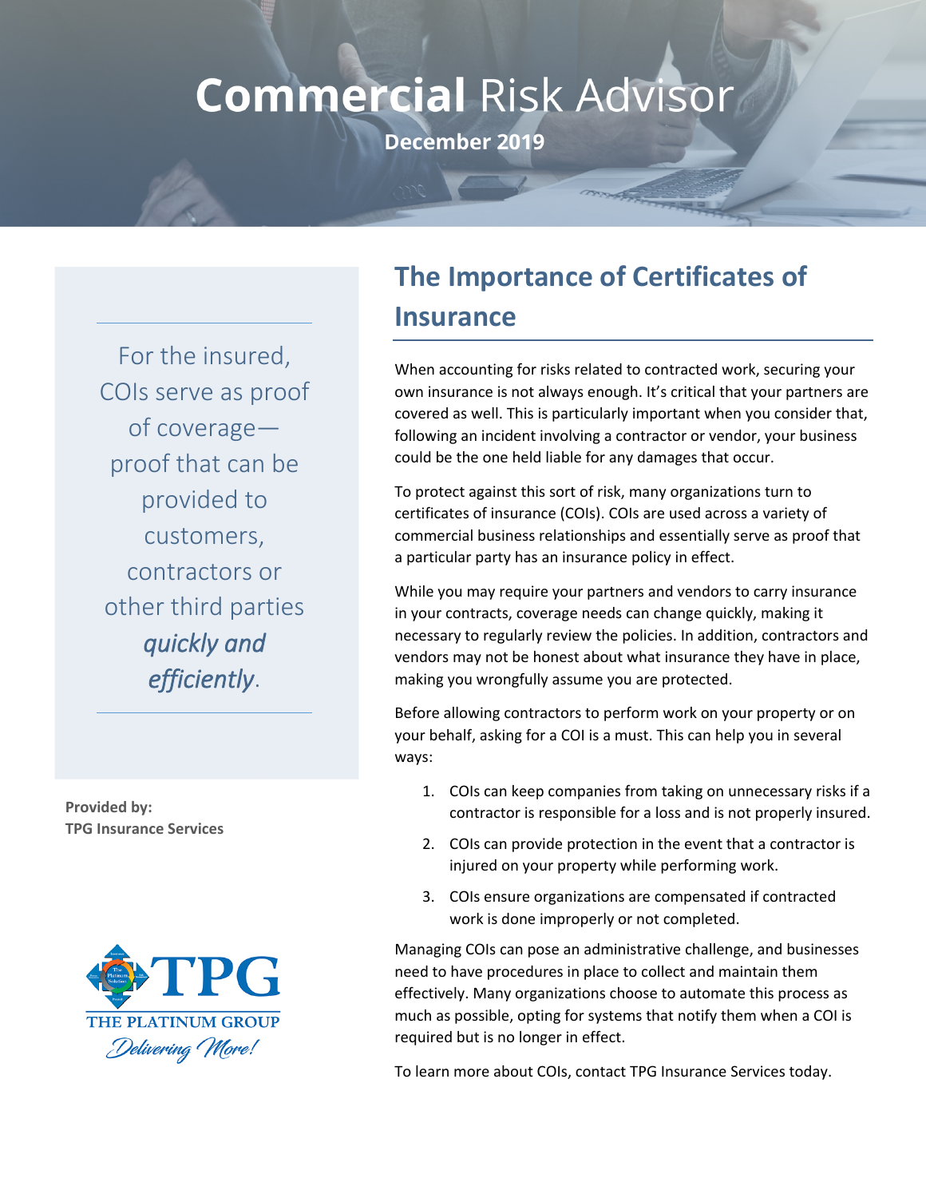# Commercial Risk Advisor

**December 2019**

For the insured, COIs serve as proof of coverage—proof that can be provided to customers, contractors or other third parties *quickly and efficiently*.

**Provided by:**
**TPG Insurance Services**

## The Importance of Certificates of Insurance

When accounting for risks related to contracted work, securing your own insurance is not always enough. It's critical that your partners are covered as well. This is particularly important when you consider that, following an incident involving a contractor or vendor, your business could be the one held liable for any damages that occur.

To protect against this sort of risk, many organizations turn to certificates of insurance (COIs). COIs are used across a variety of commercial business relationships and essentially serve as proof that a particular party has an insurance policy in effect.

While you may require your partners and vendors to carry insurance in your contracts, coverage needs can change quickly, making it necessary to regularly review the policies. In addition, contractors and vendors may not be honest about what insurance they have in place, making you wrongfully assume you are protected.

Before allowing contractors to perform work on your property or on your behalf, asking for a COI is a must. This can help you in several ways:

1. COIs can keep companies from taking on unnecessary risks if a contractor is responsible for a loss and is not properly insured.
2. COIs can provide protection in the event that a contractor is injured on your property while performing work.
3. COIs ensure organizations are compensated if contracted work is done improperly or not completed.

Managing COIs can pose an administrative challenge, and businesses need to have procedures in place to collect and maintain them effectively. Many organizations choose to automate this process as much as possible, opting for systems that notify them when a COI is required but is no longer in effect.

To learn more about COIs, contact TPG Insurance Services today.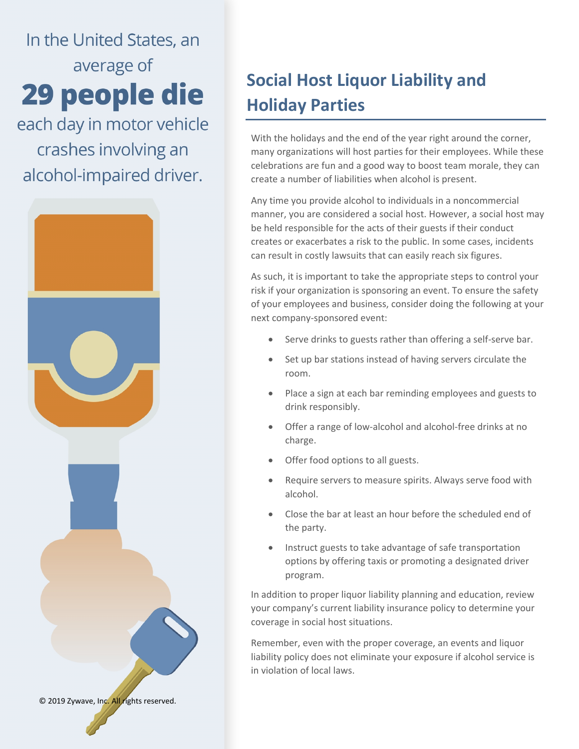In the United States, an average of **29 people die** each day in motor vehicle crashes involving an alcohol-impaired driver.

© 2019 Zywave, Inc. All rights reserved.

## Social Host Liquor Liability and Holiday Parties

With the holidays and the end of the year right around the corner, many organizations will host parties for their employees. While these celebrations are fun and a good way to boost team morale, they can create a number of liabilities when alcohol is present.

Any time you provide alcohol to individuals in a noncommercial manner, you are considered a social host. However, a social host may be held responsible for the acts of their guests if their conduct creates or exacerbates a risk to the public. In some cases, incidents can result in costly lawsuits that can easily reach six figures.

As such, it is important to take the appropriate steps to control your risk if your organization is sponsoring an event. To ensure the safety of your employees and business, consider doing the following at your next company-sponsored event:

- Serve drinks to guests rather than offering a self-serve bar.
- Set up bar stations instead of having servers circulate the room.
- Place a sign at each bar reminding employees and guests to drink responsibly.
- Offer a range of low-alcohol and alcohol-free drinks at no charge.
- Offer food options to all guests.
- Require servers to measure spirits. Always serve food with alcohol.
- Close the bar at least an hour before the scheduled end of the party.
- Instruct guests to take advantage of safe transportation options by offering taxis or promoting a designated driver program.

In addition to proper liquor liability planning and education, review your company's current liability insurance policy to determine your coverage in social host situations.

Remember, even with the proper coverage, an events and liquor liability policy does not eliminate your exposure if alcohol service is in violation of local laws.